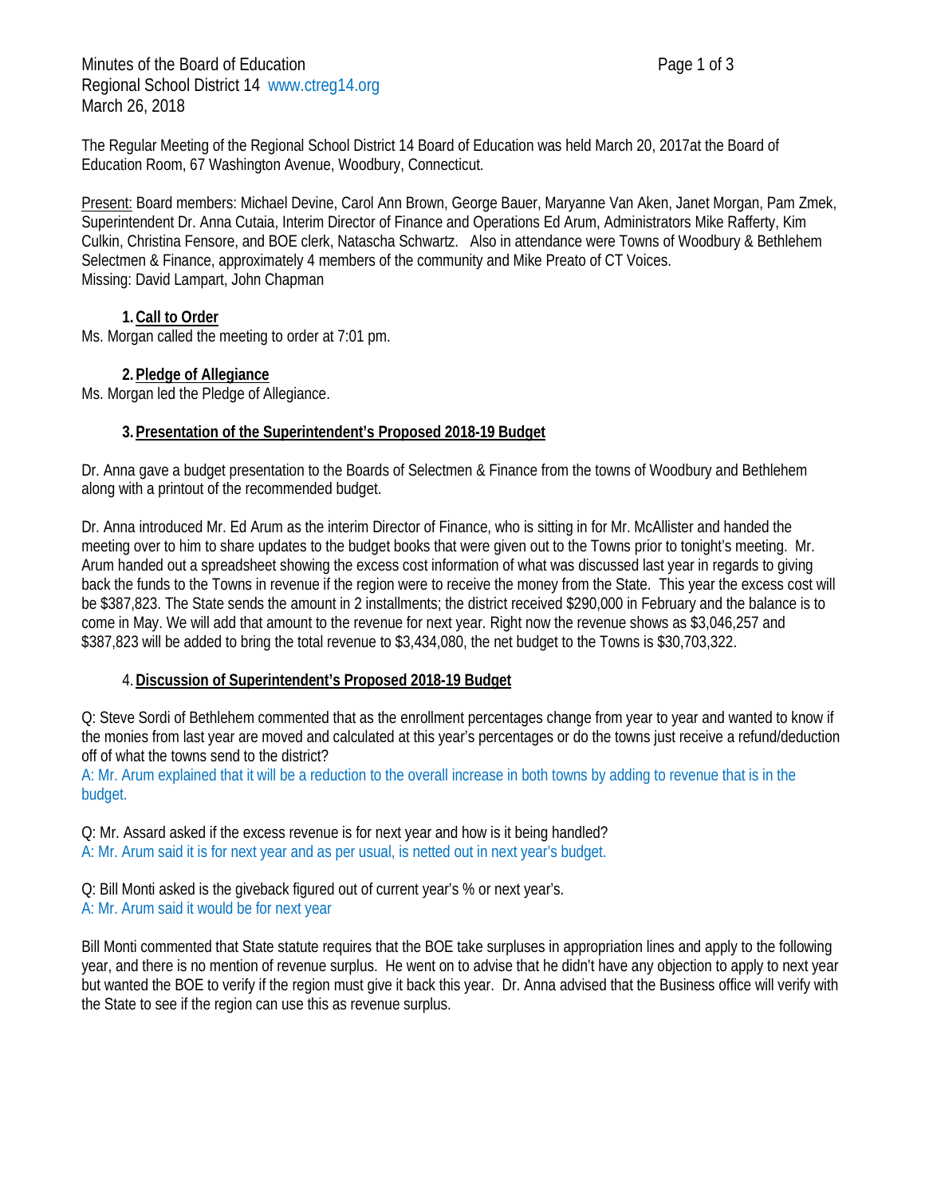Minutes of the Board of Education
Regional School District 14 www.ctreg14.org
March 26, 2018

The Regular Meeting of the Regional School District 14 Board of Education was held March 20, 2017at the Board of Education Room, 67 Washington Avenue, Woodbury, Connecticut.

Present: Board members: Michael Devine, Carol Ann Brown, George Bauer, Maryanne Van Aken, Janet Morgan, Pam Zmek, Superintendent Dr. Anna Cutaia, Interim Director of Finance and Operations Ed Arum, Administrators Mike Rafferty, Kim Culkin, Christina Fensore, and BOE clerk, Natascha Schwartz. Also in attendance were Towns of Woodbury & Bethlehem Selectmen & Finance, approximately 4 members of the community and Mike Preato of CT Voices.
Missing: David Lampart, John Chapman

## 1. Call to Order

Ms. Morgan called the meeting to order at 7:01 pm.

## 2. Pledge of Allegiance

Ms. Morgan led the Pledge of Allegiance.

## 3. Presentation of the Superintendent's Proposed 2018-19 Budget

Dr. Anna gave a budget presentation to the Boards of Selectmen & Finance from the towns of Woodbury and Bethlehem along with a printout of the recommended budget.

Dr. Anna introduced Mr. Ed Arum as the interim Director of Finance, who is sitting in for Mr. McAllister and handed the meeting over to him to share updates to the budget books that were given out to the Towns prior to tonight's meeting. Mr. Arum handed out a spreadsheet showing the excess cost information of what was discussed last year in regards to giving back the funds to the Towns in revenue if the region were to receive the money from the State. This year the excess cost will be $387,823. The State sends the amount in 2 installments; the district received $290,000 in February and the balance is to come in May. We will add that amount to the revenue for next year. Right now the revenue shows as $3,046,257 and $387,823 will be added to bring the total revenue to $3,434,080, the net budget to the Towns is $30,703,322.

## 4. Discussion of Superintendent's Proposed 2018-19 Budget

Q: Steve Sordi of Bethlehem commented that as the enrollment percentages change from year to year and wanted to know if the monies from last year are moved and calculated at this year's percentages or do the towns just receive a refund/deduction off of what the towns send to the district?
A: Mr. Arum explained that it will be a reduction to the overall increase in both towns by adding to revenue that is in the budget.

Q: Mr. Assard asked if the excess revenue is for next year and how is it being handled?
A: Mr. Arum said it is for next year and as per usual, is netted out in next year's budget.

Q: Bill Monti asked is the giveback figured out of current year's % or next year's.
A: Mr. Arum said it would be for next year

Bill Monti commented that State statute requires that the BOE take surpluses in appropriation lines and apply to the following year, and there is no mention of revenue surplus. He went on to advise that he didn't have any objection to apply to next year but wanted the BOE to verify if the region must give it back this year. Dr. Anna advised that the Business office will verify with the State to see if the region can use this as revenue surplus.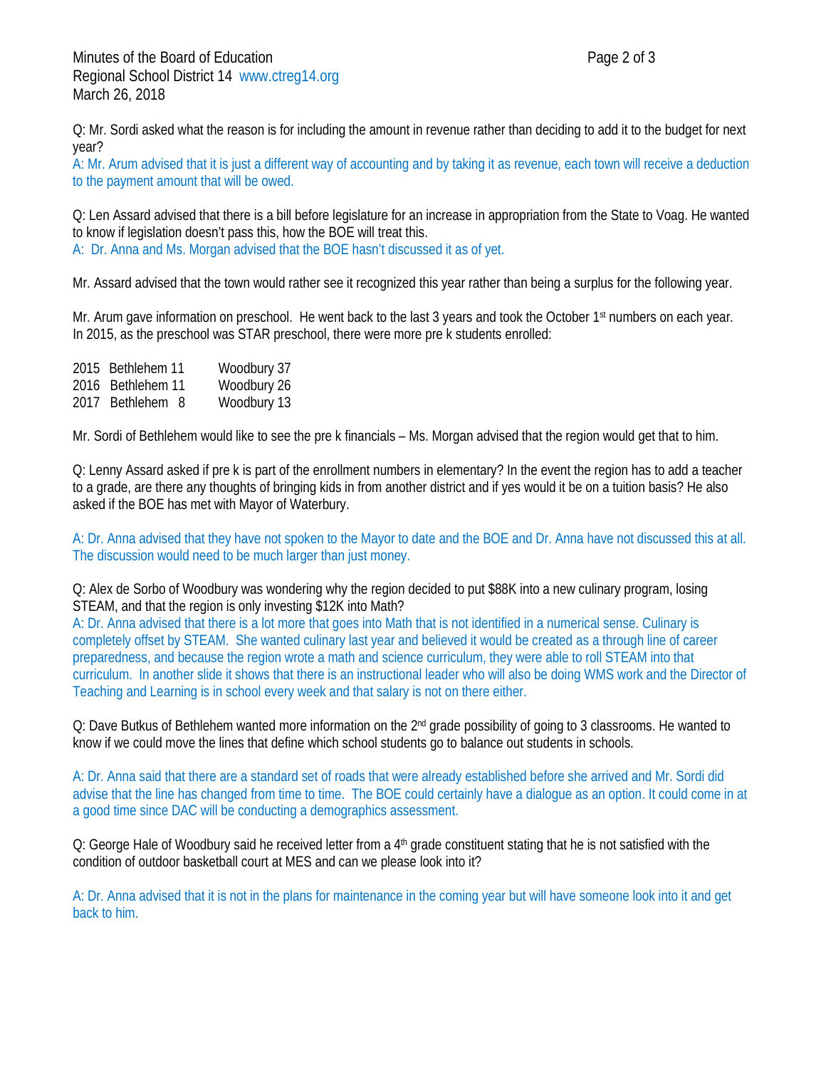Q: Mr. Sordi asked what the reason is for including the amount in revenue rather than deciding to add it to the budget for next year?
A: Mr. Arum advised that it is just a different way of accounting and by taking it as revenue, each town will receive a deduction to the payment amount that will be owed.

Q: Len Assard advised that there is a bill before legislature for an increase in appropriation from the State to Voag. He wanted to know if legislation doesn't pass this, how the BOE will treat this.
A: Dr. Anna and Ms. Morgan advised that the BOE hasn't discussed it as of yet.

Mr. Assard advised that the town would rather see it recognized this year rather than being a surplus for the following year.

Mr. Arum gave information on preschool. He went back to the last 3 years and took the October 1st numbers on each year. In 2015, as the preschool was STAR preschool, there were more pre k students enrolled:

| | | |
|---|---|---|
| 2015 | Bethlehem 11 | Woodbury 37 |
| 2016 | Bethlehem 11 | Woodbury 26 |
| 2017 | Bethlehem 8 | Woodbury 13 |

Mr. Sordi of Bethlehem would like to see the pre k financials – Ms. Morgan advised that the region would get that to him.

Q: Lenny Assard asked if pre k is part of the enrollment numbers in elementary? In the event the region has to add a teacher to a grade, are there any thoughts of bringing kids in from another district and if yes would it be on a tuition basis? He also asked if the BOE has met with Mayor of Waterbury.

A: Dr. Anna advised that they have not spoken to the Mayor to date and the BOE and Dr. Anna have not discussed this at all. The discussion would need to be much larger than just money.

Q: Alex de Sorbo of Woodbury was wondering why the region decided to put $88K into a new culinary program, losing STEAM, and that the region is only investing $12K into Math?
A: Dr. Anna advised that there is a lot more that goes into Math that is not identified in a numerical sense. Culinary is completely offset by STEAM. She wanted culinary last year and believed it would be created as a through line of career preparedness, and because the region wrote a math and science curriculum, they were able to roll STEAM into that curriculum. In another slide it shows that there is an instructional leader who will also be doing WMS work and the Director of Teaching and Learning is in school every week and that salary is not on there either.

Q: Dave Butkus of Bethlehem wanted more information on the 2nd grade possibility of going to 3 classrooms. He wanted to know if we could move the lines that define which school students go to balance out students in schools.

A: Dr. Anna said that there are a standard set of roads that were already established before she arrived and Mr. Sordi did advise that the line has changed from time to time. The BOE could certainly have a dialogue as an option. It could come in at a good time since DAC will be conducting a demographics assessment.

Q: George Hale of Woodbury said he received letter from a 4th grade constituent stating that he is not satisfied with the condition of outdoor basketball court at MES and can we please look into it?

A: Dr. Anna advised that it is not in the plans for maintenance in the coming year but will have someone look into it and get back to him.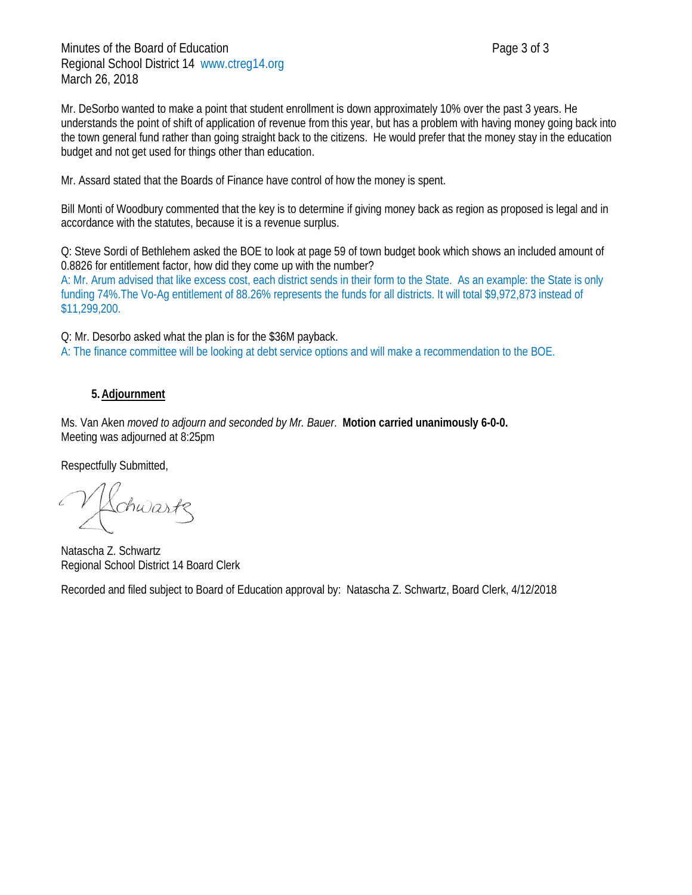Mr. DeSorbo wanted to make a point that student enrollment is down approximately 10% over the past 3 years. He understands the point of shift of application of revenue from this year, but has a problem with having money going back into the town general fund rather than going straight back to the citizens. He would prefer that the money stay in the education budget and not get used for things other than education.

Mr. Assard stated that the Boards of Finance have control of how the money is spent.

Bill Monti of Woodbury commented that the key is to determine if giving money back as region as proposed is legal and in accordance with the statutes, because it is a revenue surplus.

Q: Steve Sordi of Bethlehem asked the BOE to look at page 59 of town budget book which shows an included amount of 0.8826 for entitlement factor, how did they come up with the number?
A: Mr. Arum advised that like excess cost, each district sends in their form to the State. As an example: the State is only funding 74%.The Vo-Ag entitlement of 88.26% represents the funds for all districts. It will total $9,972,873 instead of $11,299,200.

Q: Mr. Desorbo asked what the plan is for the $36M payback.
A: The finance committee will be looking at debt service options and will make a recommendation to the BOE.

## 5. Adjournment

Ms. Van Aken *moved to adjourn and seconded by Mr. Bauer*. **Motion carried unanimously 6-0-0.**
Meeting was adjourned at 8:25pm

Respectfully Submitted,

Natascha Z. Schwartz
Regional School District 14 Board Clerk

Recorded and filed subject to Board of Education approval by: Natascha Z. Schwartz, Board Clerk, 4/12/2018